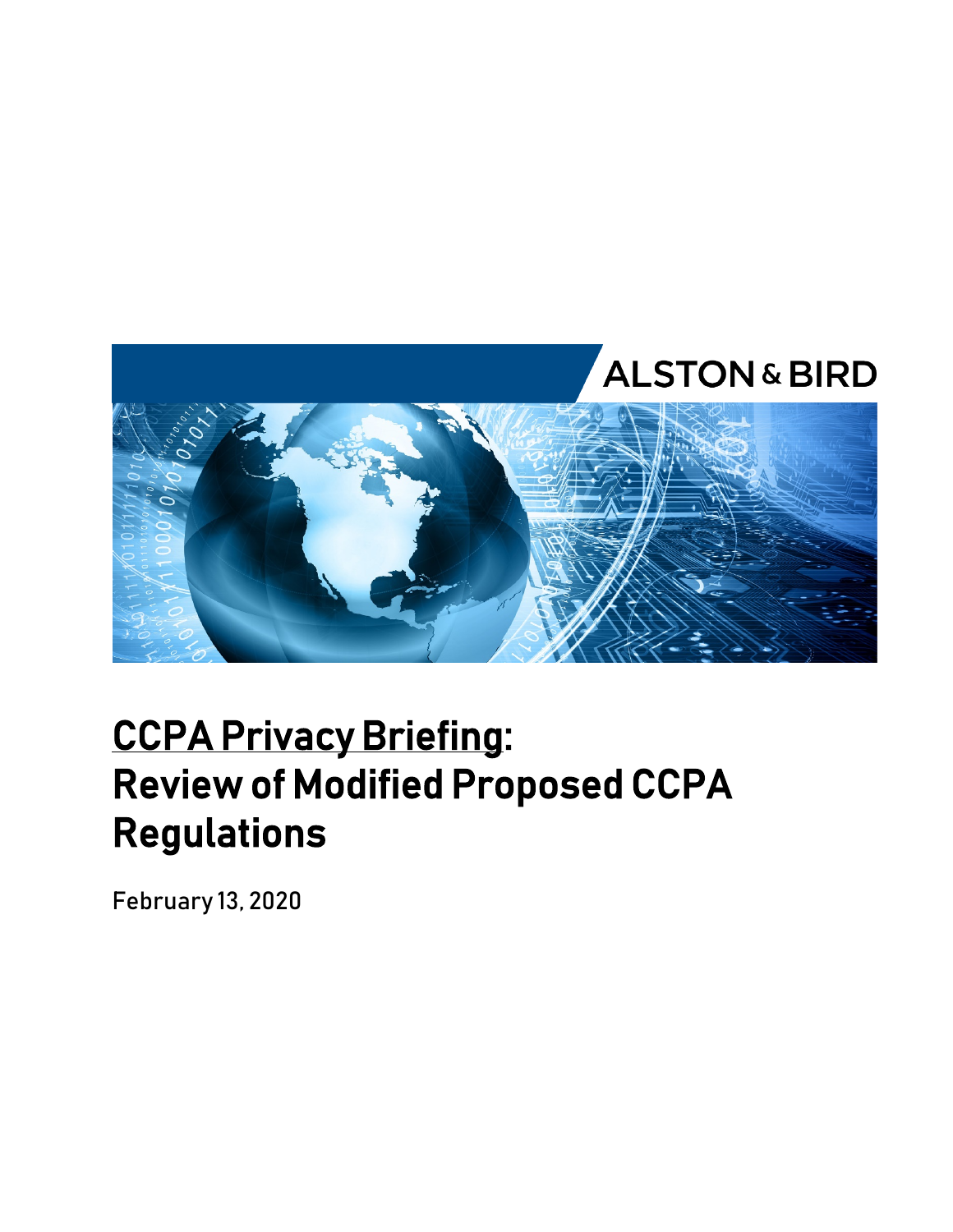ALSTON & BIRD

# CCPA Privacy Briefing: Review of Modified Proposed CCPA Regulations

February 13, 2020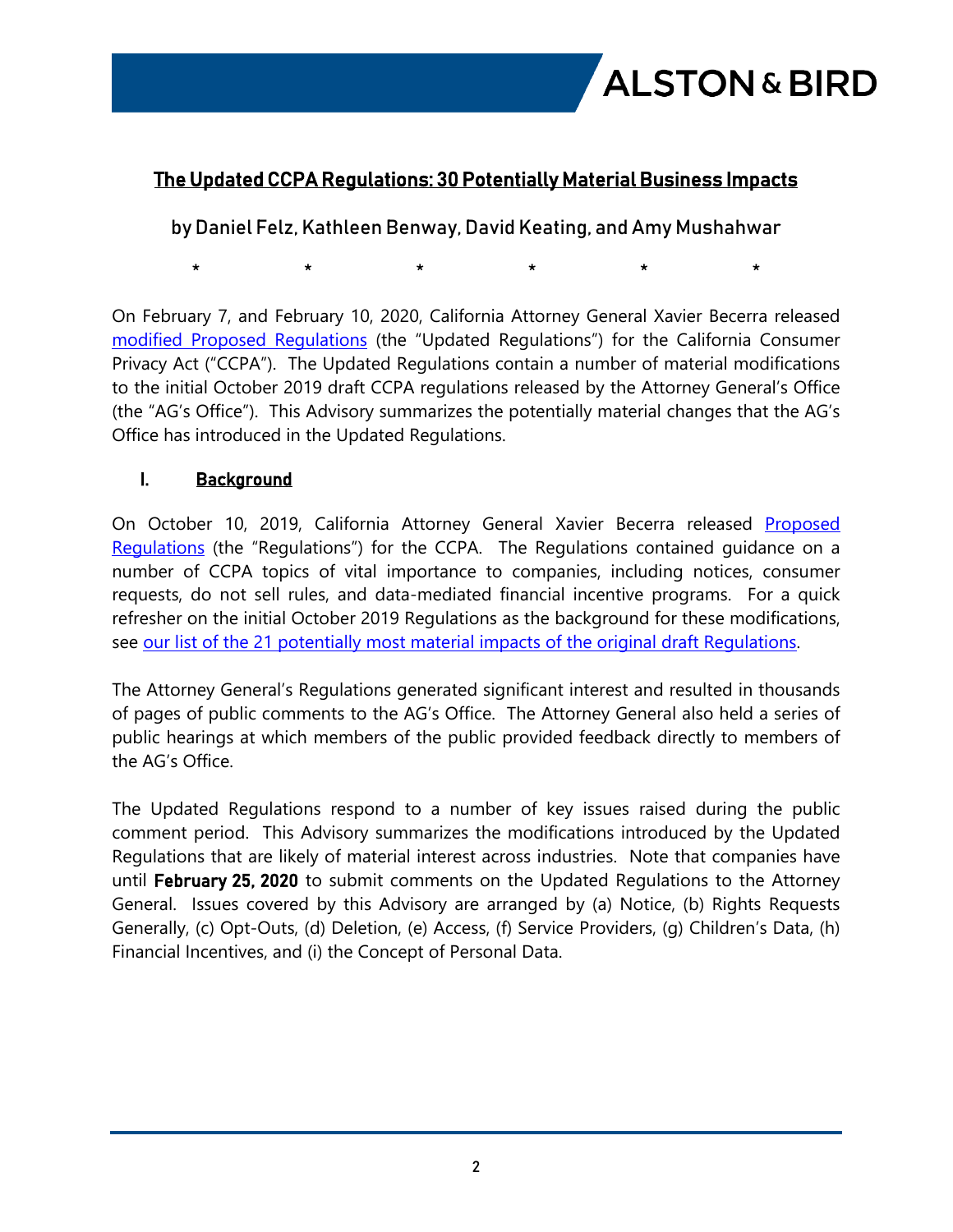# The Updated CCPA Regulations: 30 Potentially Material Business Impacts

by Daniel Felz, Kathleen Benway, David Keating, and Amy Mushahwar

\*　　　　\*　　　　\*　　　　\*　　　　\*　　　　\*

On February 7, and February 10, 2020, California Attorney General Xavier Becerra released modified Proposed Regulations (the "Updated Regulations") for the California Consumer Privacy Act ("CCPA"). The Updated Regulations contain a number of material modifications to the initial October 2019 draft CCPA regulations released by the Attorney General's Office (the "AG's Office"). This Advisory summarizes the potentially material changes that the AG's Office has introduced in the Updated Regulations.

## I. Background

On October 10, 2019, California Attorney General Xavier Becerra released Proposed Regulations (the "Regulations") for the CCPA. The Regulations contained guidance on a number of CCPA topics of vital importance to companies, including notices, consumer requests, do not sell rules, and data-mediated financial incentive programs. For a quick refresher on the initial October 2019 Regulations as the background for these modifications, see our list of the 21 potentially most material impacts of the original draft Regulations.

The Attorney General's Regulations generated significant interest and resulted in thousands of pages of public comments to the AG's Office. The Attorney General also held a series of public hearings at which members of the public provided feedback directly to members of the AG's Office.

The Updated Regulations respond to a number of key issues raised during the public comment period. This Advisory summarizes the modifications introduced by the Updated Regulations that are likely of material interest across industries. Note that companies have until **February 25, 2020** to submit comments on the Updated Regulations to the Attorney General. Issues covered by this Advisory are arranged by (a) Notice, (b) Rights Requests Generally, (c) Opt-Outs, (d) Deletion, (e) Access, (f) Service Providers, (g) Children's Data, (h) Financial Incentives, and (i) the Concept of Personal Data.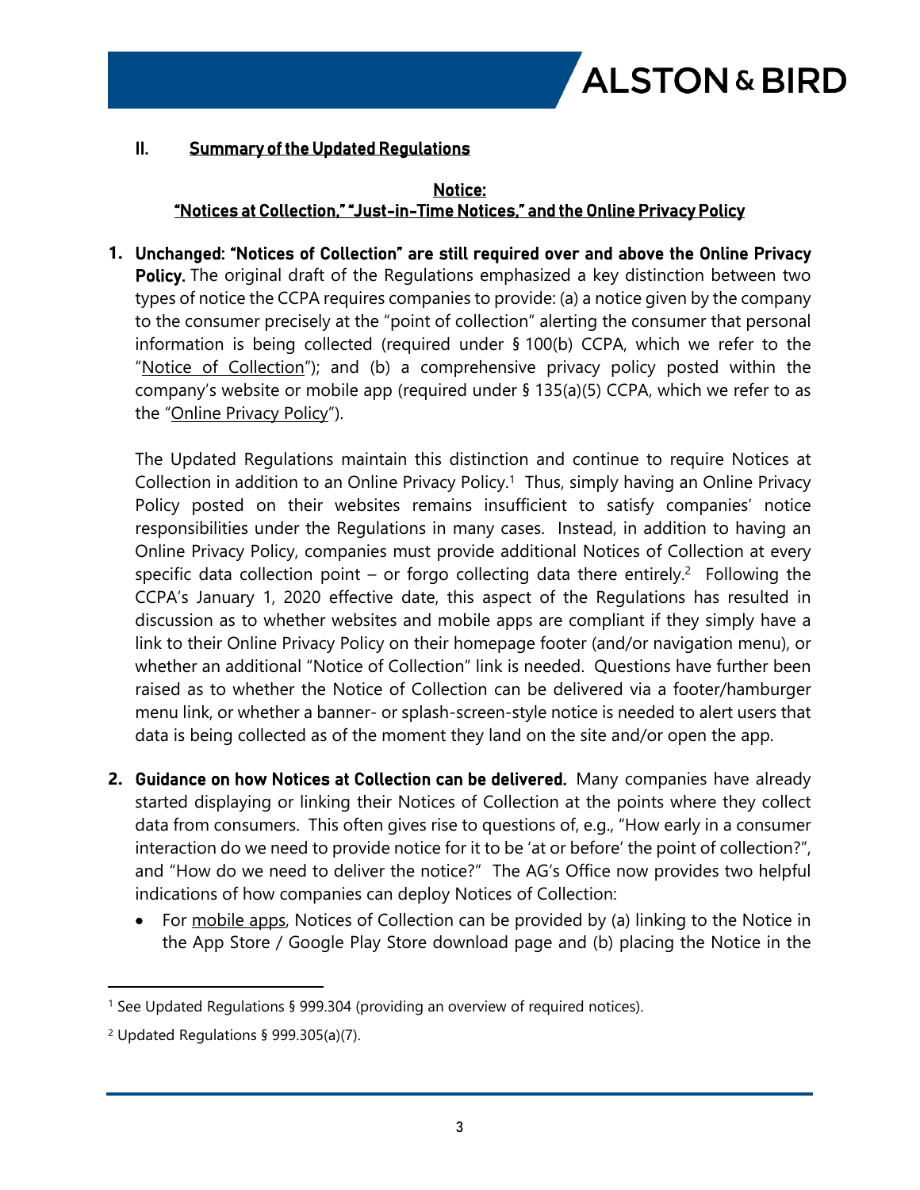## II. Summary of the Updated Regulations

### Notice: "Notices at Collection," "Just-in-Time Notices," and the Online Privacy Policy

1. **Unchanged: "Notices of Collection" are still required over and above the Online Privacy Policy.** The original draft of the Regulations emphasized a key distinction between two types of notice the CCPA requires companies to provide: (a) a notice given by the company to the consumer precisely at the "point of collection" alerting the consumer that personal information is being collected (required under § 100(b) CCPA, which we refer to the "Notice of Collection"); and (b) a comprehensive privacy policy posted within the company's website or mobile app (required under § 135(a)(5) CCPA, which we refer to as the "Online Privacy Policy").

   The Updated Regulations maintain this distinction and continue to require Notices at Collection in addition to an Online Privacy Policy.[1] Thus, simply having an Online Privacy Policy posted on their websites remains insufficient to satisfy companies' notice responsibilities under the Regulations in many cases. Instead, in addition to having an Online Privacy Policy, companies must provide additional Notices of Collection at every specific data collection point – or forgo collecting data there entirely.[2] Following the CCPA's January 1, 2020 effective date, this aspect of the Regulations has resulted in discussion as to whether websites and mobile apps are compliant if they simply have a link to their Online Privacy Policy on their homepage footer (and/or navigation menu), or whether an additional "Notice of Collection" link is needed. Questions have further been raised as to whether the Notice of Collection can be delivered via a footer/hamburger menu link, or whether a banner- or splash-screen-style notice is needed to alert users that data is being collected as of the moment they land on the site and/or open the app.

2. **Guidance on how Notices at Collection can be delivered.** Many companies have already started displaying or linking their Notices of Collection at the points where they collect data from consumers. This often gives rise to questions of, e.g., "How early in a consumer interaction do we need to provide notice for it to be 'at or before' the point of collection?", and "How do we need to deliver the notice?" The AG's Office now provides two helpful indications of how companies can deploy Notices of Collection:
   - For mobile apps, Notices of Collection can be provided by (a) linking to the Notice in the App Store / Google Play Store download page and (b) placing the Notice in the

---

[1] See Updated Regulations § 999.304 (providing an overview of required notices).

[2] Updated Regulations § 999.305(a)(7).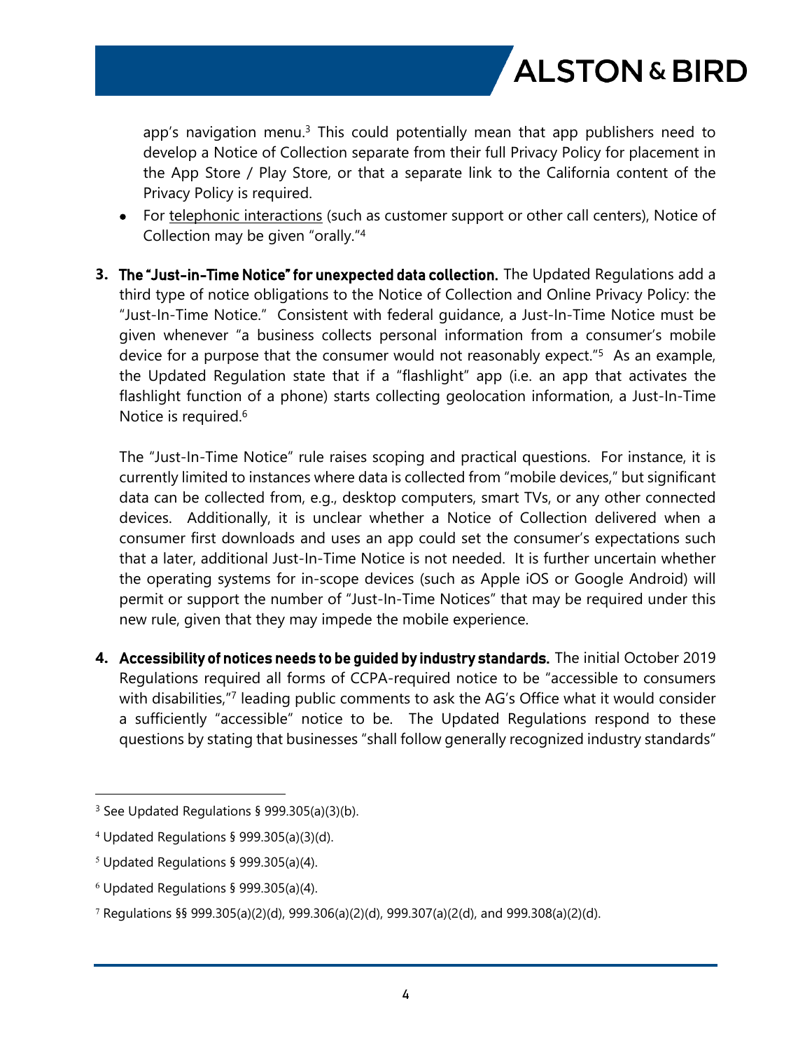app's navigation menu.[3] This could potentially mean that app publishers need to develop a Notice of Collection separate from their full Privacy Policy for placement in the App Store / Play Store, or that a separate link to the California content of the Privacy Policy is required.

- For telephonic interactions (such as customer support or other call centers), Notice of Collection may be given "orally."[4]

3. **The "Just-in-Time Notice" for unexpected data collection.** The Updated Regulations add a third type of notice obligations to the Notice of Collection and Online Privacy Policy: the "Just-In-Time Notice." Consistent with federal guidance, a Just-In-Time Notice must be given whenever "a business collects personal information from a consumer's mobile device for a purpose that the consumer would not reasonably expect."[5] As an example, the Updated Regulation state that if a "flashlight" app (i.e. an app that activates the flashlight function of a phone) starts collecting geolocation information, a Just-In-Time Notice is required.[6]

   The "Just-In-Time Notice" rule raises scoping and practical questions. For instance, it is currently limited to instances where data is collected from "mobile devices," but significant data can be collected from, e.g., desktop computers, smart TVs, or any other connected devices. Additionally, it is unclear whether a Notice of Collection delivered when a consumer first downloads and uses an app could set the consumer's expectations such that a later, additional Just-In-Time Notice is not needed. It is further uncertain whether the operating systems for in-scope devices (such as Apple iOS or Google Android) will permit or support the number of "Just-In-Time Notices" that may be required under this new rule, given that they may impede the mobile experience.

4. **Accessibility of notices needs to be guided by industry standards.** The initial October 2019 Regulations required all forms of CCPA-required notice to be "accessible to consumers with disabilities,"[7] leading public comments to ask the AG's Office what it would consider a sufficiently "accessible" notice to be. The Updated Regulations respond to these questions by stating that businesses "shall follow generally recognized industry standards"

---

[3] See Updated Regulations § 999.305(a)(3)(b).

[4] Updated Regulations § 999.305(a)(3)(d).

[5] Updated Regulations § 999.305(a)(4).

[6] Updated Regulations § 999.305(a)(4).

[7] Regulations §§ 999.305(a)(2)(d), 999.306(a)(2)(d), 999.307(a)(2(d), and 999.308(a)(2)(d).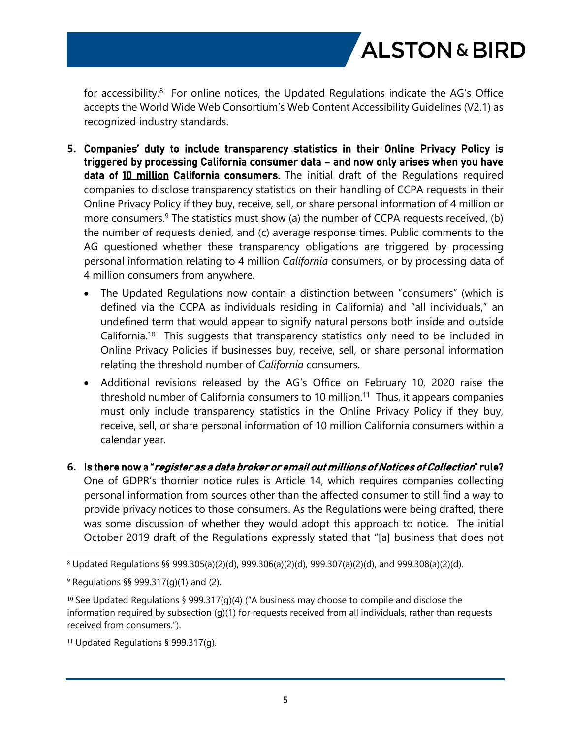for accessibility.[8] For online notices, the Updated Regulations indicate the AG's Office accepts the World Wide Web Consortium's Web Content Accessibility Guidelines (V2.1) as recognized industry standards.

5. **Companies' duty to include transparency statistics in their Online Privacy Policy is triggered by processing California consumer data – and now only arises when you have data of 10 million California consumers.** The initial draft of the Regulations required companies to disclose transparency statistics on their handling of CCPA requests in their Online Privacy Policy if they buy, receive, sell, or share personal information of 4 million or more consumers.[9] The statistics must show (a) the number of CCPA requests received, (b) the number of requests denied, and (c) average response times. Public comments to the AG questioned whether these transparency obligations are triggered by processing personal information relating to 4 million *California* consumers, or by processing data of 4 million consumers from anywhere.

   - The Updated Regulations now contain a distinction between "consumers" (which is defined via the CCPA as individuals residing in California) and "all individuals," an undefined term that would appear to signify natural persons both inside and outside California.[10] This suggests that transparency statistics only need to be included in Online Privacy Policies if businesses buy, receive, sell, or share personal information relating the threshold number of *California* consumers.
   - Additional revisions released by the AG's Office on February 10, 2020 raise the threshold number of California consumers to 10 million.[11] Thus, it appears companies must only include transparency statistics in the Online Privacy Policy if they buy, receive, sell, or share personal information of 10 million California consumers within a calendar year.

6. **Is there now a "*register as a data broker or email out millions of Notices of Collection*" rule?** One of GDPR's thornier notice rules is Article 14, which requires companies collecting personal information from sources other than the affected consumer to still find a way to provide privacy notices to those consumers. As the Regulations were being drafted, there was some discussion of whether they would adopt this approach to notice. The initial October 2019 draft of the Regulations expressly stated that "[a] business that does not

---

[8] Updated Regulations §§ 999.305(a)(2)(d), 999.306(a)(2)(d), 999.307(a)(2)(d), and 999.308(a)(2)(d).

[9] Regulations §§ 999.317(g)(1) and (2).

[10] See Updated Regulations § 999.317(g)(4) ("A business may choose to compile and disclose the information required by subsection (g)(1) for requests received from all individuals, rather than requests received from consumers.").

[11] Updated Regulations § 999.317(g).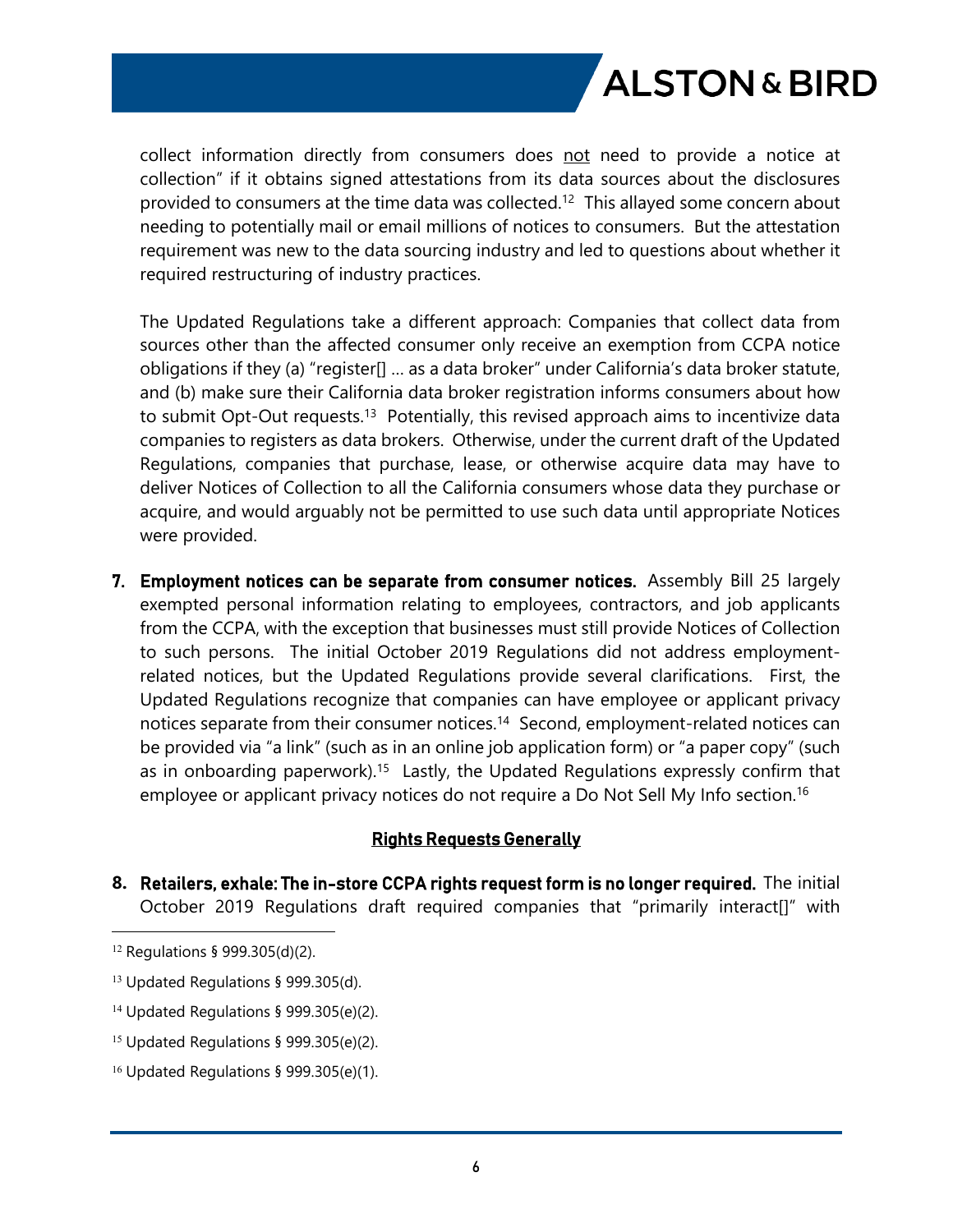collect information directly from consumers does not need to provide a notice at collection" if it obtains signed attestations from its data sources about the disclosures provided to consumers at the time data was collected.[12] This allayed some concern about needing to potentially mail or email millions of notices to consumers. But the attestation requirement was new to the data sourcing industry and led to questions about whether it required restructuring of industry practices.

The Updated Regulations take a different approach: Companies that collect data from sources other than the affected consumer only receive an exemption from CCPA notice obligations if they (a) "register[] … as a data broker" under California's data broker statute, and (b) make sure their California data broker registration informs consumers about how to submit Opt-Out requests.[13] Potentially, this revised approach aims to incentivize data companies to registers as data brokers. Otherwise, under the current draft of the Updated Regulations, companies that purchase, lease, or otherwise acquire data may have to deliver Notices of Collection to all the California consumers whose data they purchase or acquire, and would arguably not be permitted to use such data until appropriate Notices were provided.

7. **Employment notices can be separate from consumer notices.** Assembly Bill 25 largely exempted personal information relating to employees, contractors, and job applicants from the CCPA, with the exception that businesses must still provide Notices of Collection to such persons. The initial October 2019 Regulations did not address employment-related notices, but the Updated Regulations provide several clarifications. First, the Updated Regulations recognize that companies can have employee or applicant privacy notices separate from their consumer notices.[14] Second, employment-related notices can be provided via "a link" (such as in an online job application form) or "a paper copy" (such as in onboarding paperwork).[15] Lastly, the Updated Regulations expressly confirm that employee or applicant privacy notices do not require a Do Not Sell My Info section.[16]

## Rights Requests Generally

8. **Retailers, exhale: The in-store CCPA rights request form is no longer required.** The initial October 2019 Regulations draft required companies that "primarily interact[]" with

---

[12] Regulations § 999.305(d)(2).

[13] Updated Regulations § 999.305(d).

[14] Updated Regulations § 999.305(e)(2).

[15] Updated Regulations § 999.305(e)(2).

[16] Updated Regulations § 999.305(e)(1).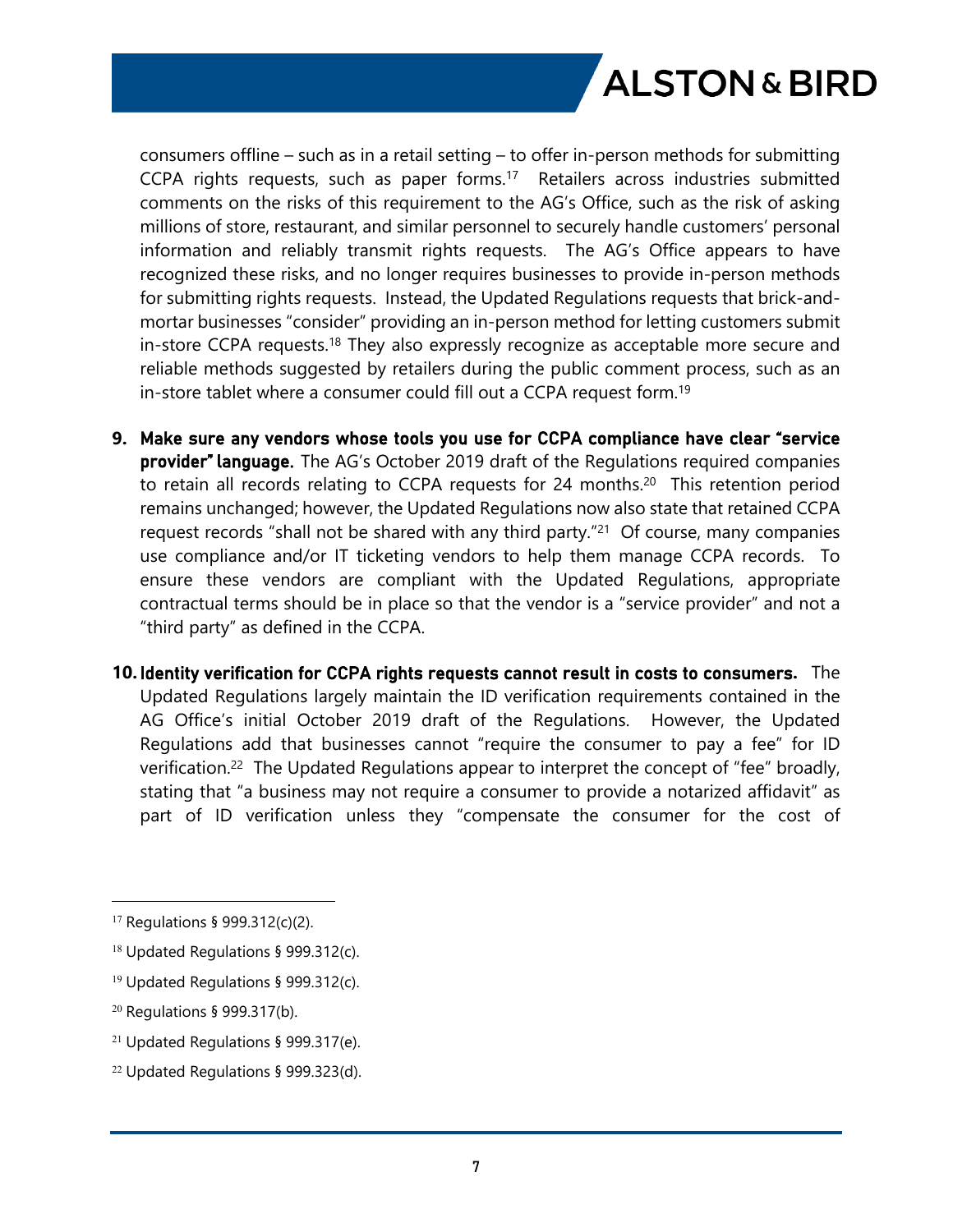consumers offline – such as in a retail setting – to offer in-person methods for submitting CCPA rights requests, such as paper forms.[17] Retailers across industries submitted comments on the risks of this requirement to the AG's Office, such as the risk of asking millions of store, restaurant, and similar personnel to securely handle customers' personal information and reliably transmit rights requests. The AG's Office appears to have recognized these risks, and no longer requires businesses to provide in-person methods for submitting rights requests. Instead, the Updated Regulations requests that brick-and-mortar businesses "consider" providing an in-person method for letting customers submit in-store CCPA requests.[18] They also expressly recognize as acceptable more secure and reliable methods suggested by retailers during the public comment process, such as an in-store tablet where a consumer could fill out a CCPA request form.[19]

9. **Make sure any vendors whose tools you use for CCPA compliance have clear "service provider" language.** The AG's October 2019 draft of the Regulations required companies to retain all records relating to CCPA requests for 24 months.[20] This retention period remains unchanged; however, the Updated Regulations now also state that retained CCPA request records "shall not be shared with any third party."[21] Of course, many companies use compliance and/or IT ticketing vendors to help them manage CCPA records. To ensure these vendors are compliant with the Updated Regulations, appropriate contractual terms should be in place so that the vendor is a "service provider" and not a "third party" as defined in the CCPA.

10. **Identity verification for CCPA rights requests cannot result in costs to consumers.** The Updated Regulations largely maintain the ID verification requirements contained in the AG Office's initial October 2019 draft of the Regulations. However, the Updated Regulations add that businesses cannot "require the consumer to pay a fee" for ID verification.[22] The Updated Regulations appear to interpret the concept of "fee" broadly, stating that "a business may not require a consumer to provide a notarized affidavit" as part of ID verification unless they "compensate the consumer for the cost of

---

[17] Regulations § 999.312(c)(2).

[18] Updated Regulations § 999.312(c).

[19] Updated Regulations § 999.312(c).

[20] Regulations § 999.317(b).

[21] Updated Regulations § 999.317(e).

[22] Updated Regulations § 999.323(d).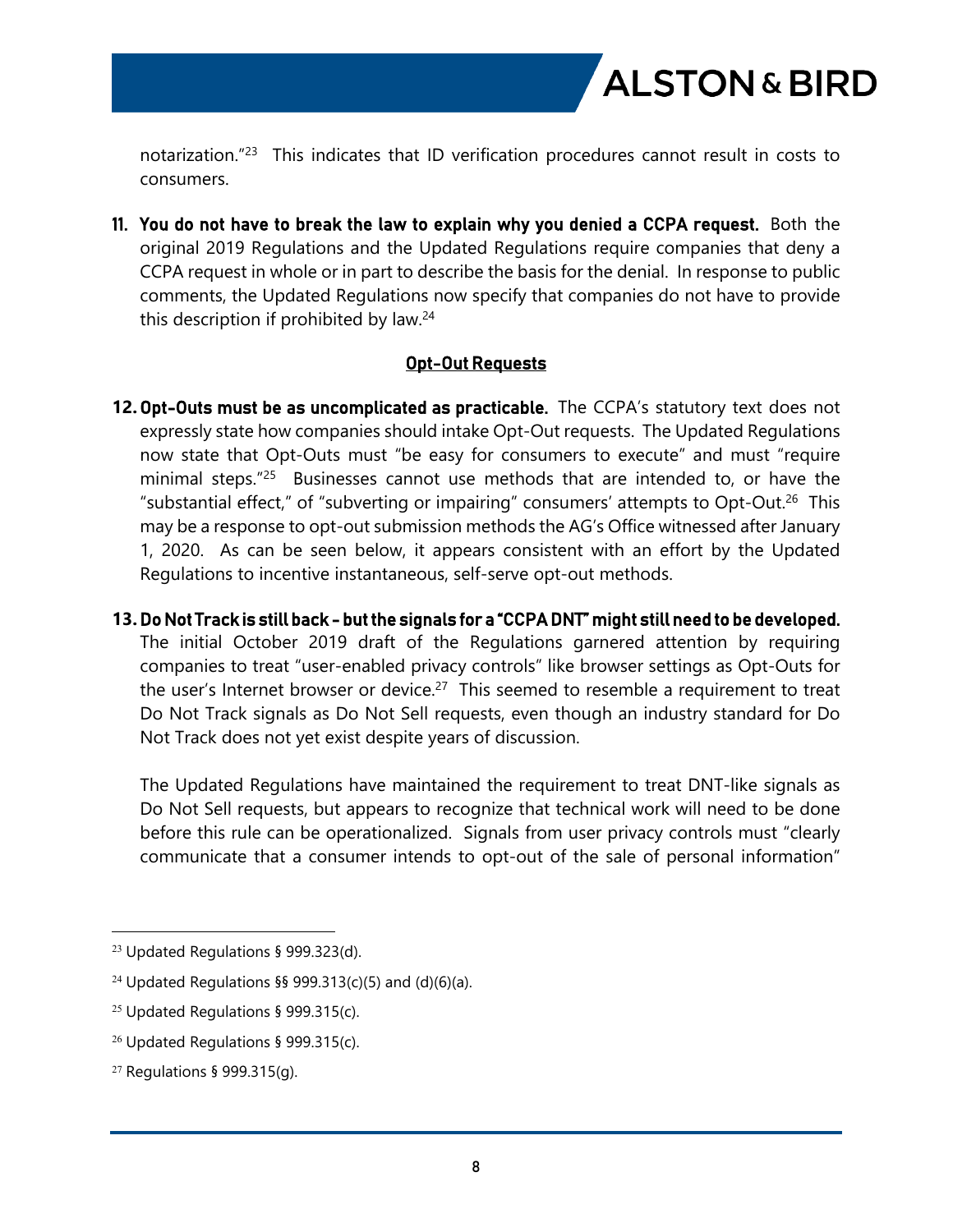notarization."[23] This indicates that ID verification procedures cannot result in costs to consumers.

11. **You do not have to break the law to explain why you denied a CCPA request.** Both the original 2019 Regulations and the Updated Regulations require companies that deny a CCPA request in whole or in part to describe the basis for the denial. In response to public comments, the Updated Regulations now specify that companies do not have to provide this description if prohibited by law.[24]

## Opt-Out Requests

12. **Opt-Outs must be as uncomplicated as practicable.** The CCPA's statutory text does not expressly state how companies should intake Opt-Out requests. The Updated Regulations now state that Opt-Outs must "be easy for consumers to execute" and must "require minimal steps."[25] Businesses cannot use methods that are intended to, or have the "substantial effect," of "subverting or impairing" consumers' attempts to Opt-Out.[26] This may be a response to opt-out submission methods the AG's Office witnessed after January 1, 2020. As can be seen below, it appears consistent with an effort by the Updated Regulations to incentive instantaneous, self-serve opt-out methods.

13. **Do Not Track is still back – but the signals for a "CCPA DNT" might still need to be developed.** The initial October 2019 draft of the Regulations garnered attention by requiring companies to treat "user-enabled privacy controls" like browser settings as Opt-Outs for the user's Internet browser or device.[27] This seemed to resemble a requirement to treat Do Not Track signals as Do Not Sell requests, even though an industry standard for Do Not Track does not yet exist despite years of discussion.

    The Updated Regulations have maintained the requirement to treat DNT-like signals as Do Not Sell requests, but appears to recognize that technical work will need to be done before this rule can be operationalized. Signals from user privacy controls must "clearly communicate that a consumer intends to opt-out of the sale of personal information"

---

[23] Updated Regulations § 999.323(d).

[24] Updated Regulations §§ 999.313(c)(5) and (d)(6)(a).

[25] Updated Regulations § 999.315(c).

[26] Updated Regulations § 999.315(c).

[27] Regulations § 999.315(g).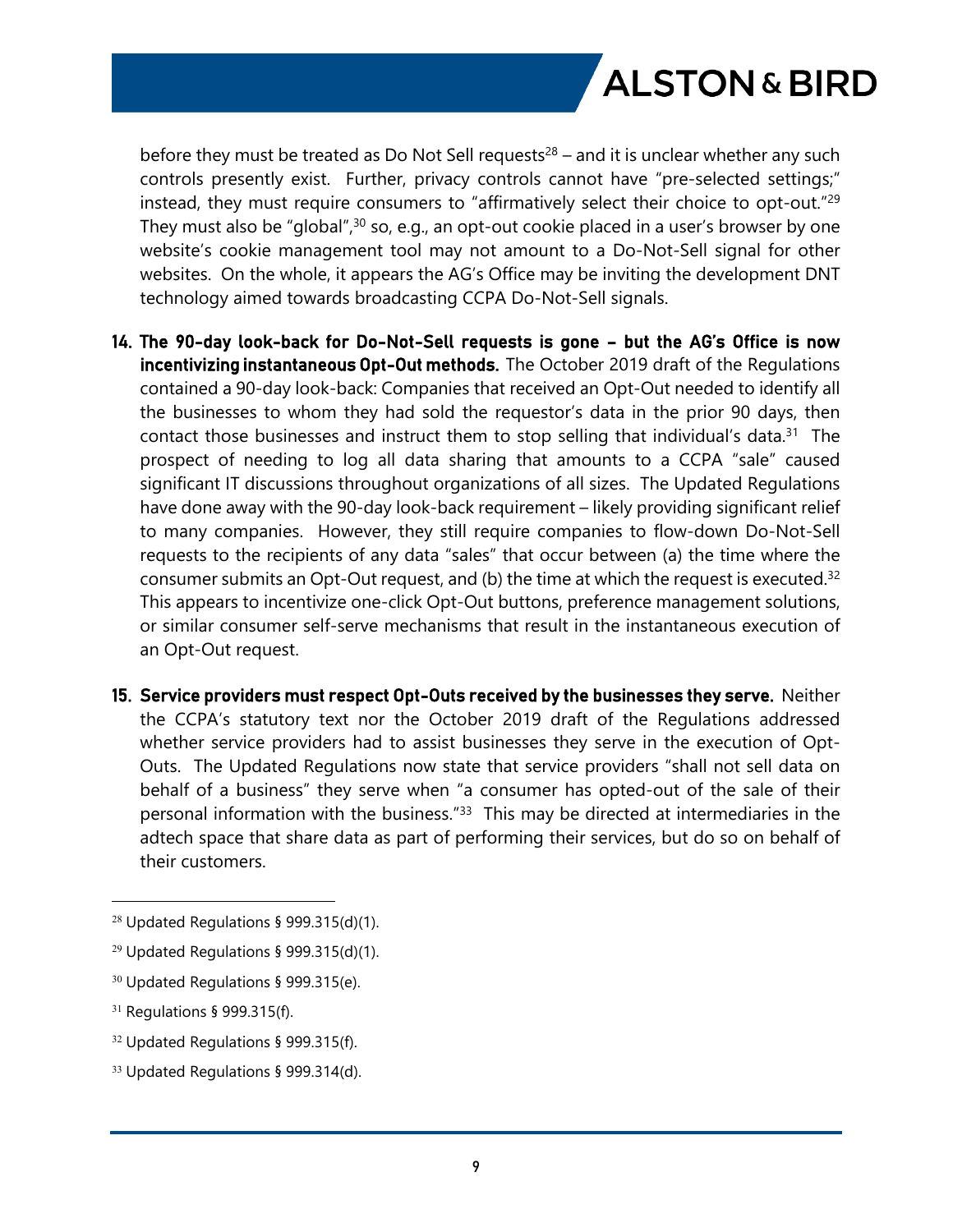before they must be treated as Do Not Sell requests[28] – and it is unclear whether any such controls presently exist. Further, privacy controls cannot have "pre-selected settings;" instead, they must require consumers to "affirmatively select their choice to opt-out."[29] They must also be "global",[30] so, e.g., an opt-out cookie placed in a user's browser by one website's cookie management tool may not amount to a Do-Not-Sell signal for other websites. On the whole, it appears the AG's Office may be inviting the development DNT technology aimed towards broadcasting CCPA Do-Not-Sell signals.

14. **The 90-day look-back for Do-Not-Sell requests is gone – but the AG's Office is now incentivizing instantaneous Opt-Out methods.** The October 2019 draft of the Regulations contained a 90-day look-back: Companies that received an Opt-Out needed to identify all the businesses to whom they had sold the requestor's data in the prior 90 days, then contact those businesses and instruct them to stop selling that individual's data.[31] The prospect of needing to log all data sharing that amounts to a CCPA "sale" caused significant IT discussions throughout organizations of all sizes. The Updated Regulations have done away with the 90-day look-back requirement – likely providing significant relief to many companies. However, they still require companies to flow-down Do-Not-Sell requests to the recipients of any data "sales" that occur between (a) the time where the consumer submits an Opt-Out request, and (b) the time at which the request is executed.[32] This appears to incentivize one-click Opt-Out buttons, preference management solutions, or similar consumer self-serve mechanisms that result in the instantaneous execution of an Opt-Out request.

15. **Service providers must respect Opt-Outs received by the businesses they serve.** Neither the CCPA's statutory text nor the October 2019 draft of the Regulations addressed whether service providers had to assist businesses they serve in the execution of Opt-Outs. The Updated Regulations now state that service providers "shall not sell data on behalf of a business" they serve when "a consumer has opted-out of the sale of their personal information with the business."[33] This may be directed at intermediaries in the adtech space that share data as part of performing their services, but do so on behalf of their customers.

---

[28] Updated Regulations § 999.315(d)(1).

[29] Updated Regulations § 999.315(d)(1).

[30] Updated Regulations § 999.315(e).

[31] Regulations § 999.315(f).

[32] Updated Regulations § 999.315(f).

[33] Updated Regulations § 999.314(d).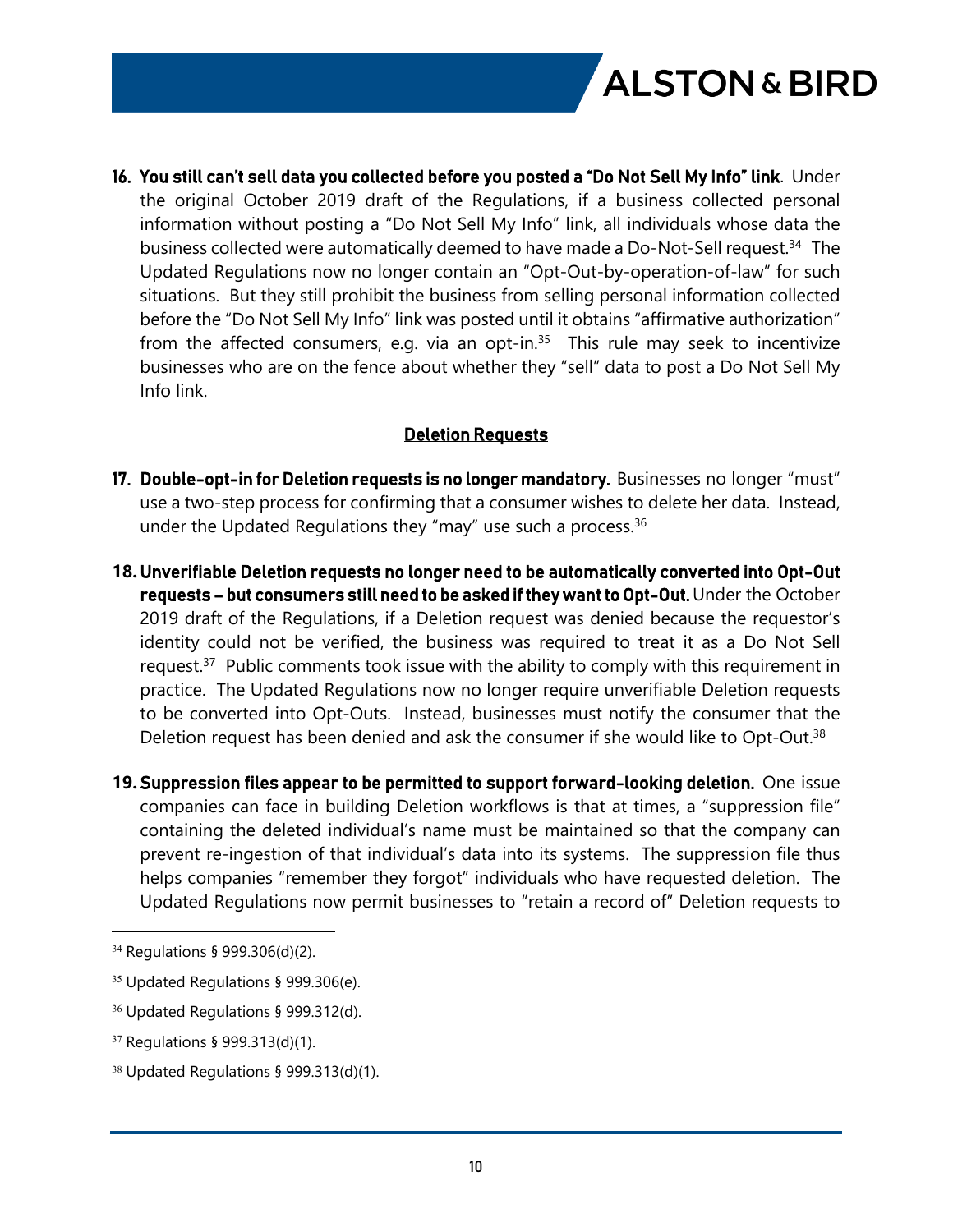16. **You still can't sell data you collected before you posted a "Do Not Sell My Info" link**. Under the original October 2019 draft of the Regulations, if a business collected personal information without posting a "Do Not Sell My Info" link, all individuals whose data the business collected were automatically deemed to have made a Do-Not-Sell request.[34] The Updated Regulations now no longer contain an "Opt-Out-by-operation-of-law" for such situations. But they still prohibit the business from selling personal information collected before the "Do Not Sell My Info" link was posted until it obtains "affirmative authorization" from the affected consumers, e.g. via an opt-in.[35] This rule may seek to incentivize businesses who are on the fence about whether they "sell" data to post a Do Not Sell My Info link.

## Deletion Requests

17. **Double-opt-in for Deletion requests is no longer mandatory.** Businesses no longer "must" use a two-step process for confirming that a consumer wishes to delete her data. Instead, under the Updated Regulations they "may" use such a process.[36]

18. **Unverifiable Deletion requests no longer need to be automatically converted into Opt-Out requests – but consumers still need to be asked if they want to Opt-Out.** Under the October 2019 draft of the Regulations, if a Deletion request was denied because the requestor's identity could not be verified, the business was required to treat it as a Do Not Sell request.[37] Public comments took issue with the ability to comply with this requirement in practice. The Updated Regulations now no longer require unverifiable Deletion requests to be converted into Opt-Outs. Instead, businesses must notify the consumer that the Deletion request has been denied and ask the consumer if she would like to Opt-Out.[38]

19. **Suppression files appear to be permitted to support forward-looking deletion.** One issue companies can face in building Deletion workflows is that at times, a "suppression file" containing the deleted individual's name must be maintained so that the company can prevent re-ingestion of that individual's data into its systems. The suppression file thus helps companies "remember they forgot" individuals who have requested deletion. The Updated Regulations now permit businesses to "retain a record of" Deletion requests to

---

[34] Regulations § 999.306(d)(2).

[35] Updated Regulations § 999.306(e).

[36] Updated Regulations § 999.312(d).

[37] Regulations § 999.313(d)(1).

[38] Updated Regulations § 999.313(d)(1).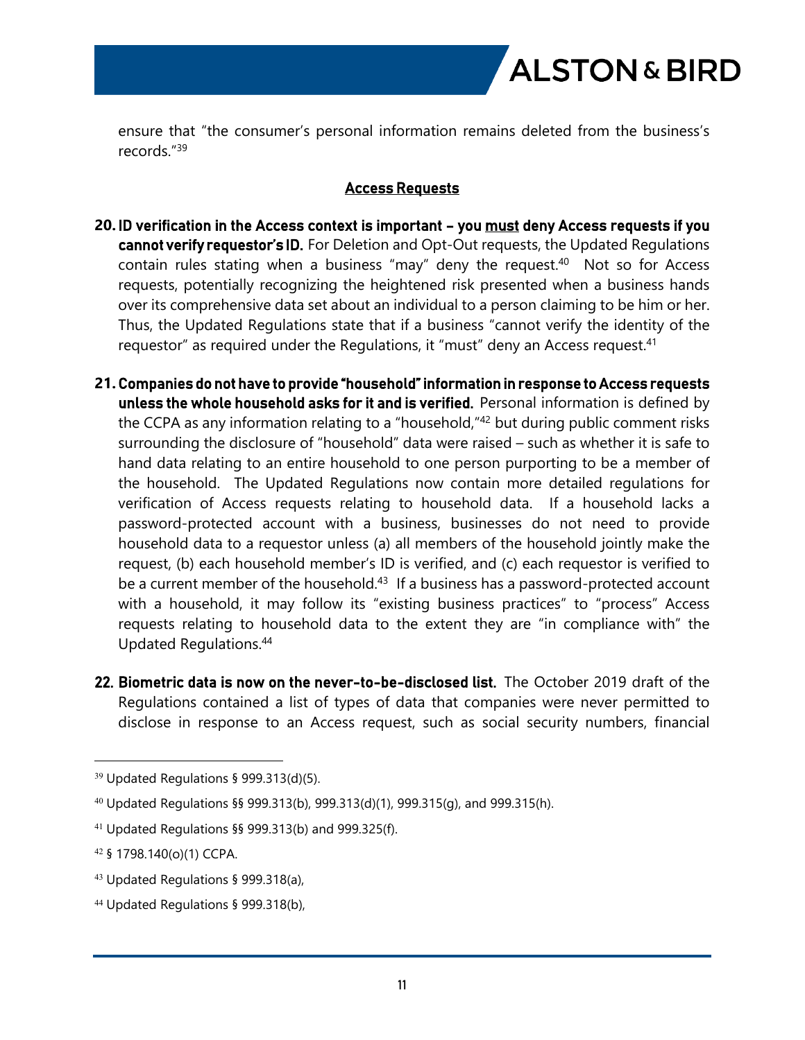ensure that "the consumer's personal information remains deleted from the business's records."[39]

## Access Requests

**20. ID verification in the Access context is important – you must deny Access requests if you cannot verify requestor's ID.** For Deletion and Opt-Out requests, the Updated Regulations contain rules stating when a business "may" deny the request.[40] Not so for Access requests, potentially recognizing the heightened risk presented when a business hands over its comprehensive data set about an individual to a person claiming to be him or her. Thus, the Updated Regulations state that if a business "cannot verify the identity of the requestor" as required under the Regulations, it "must" deny an Access request.[41]

**21. Companies do not have to provide "household" information in response to Access requests unless the whole household asks for it and is verified.** Personal information is defined by the CCPA as any information relating to a "household,"[42] but during public comment risks surrounding the disclosure of "household" data were raised – such as whether it is safe to hand data relating to an entire household to one person purporting to be a member of the household. The Updated Regulations now contain more detailed regulations for verification of Access requests relating to household data. If a household lacks a password-protected account with a business, businesses do not need to provide household data to a requestor unless (a) all members of the household jointly make the request, (b) each household member's ID is verified, and (c) each requestor is verified to be a current member of the household.[43] If a business has a password-protected account with a household, it may follow its "existing business practices" to "process" Access requests relating to household data to the extent they are "in compliance with" the Updated Regulations.[44]

**22. Biometric data is now on the never-to-be-disclosed list.** The October 2019 draft of the Regulations contained a list of types of data that companies were never permitted to disclose in response to an Access request, such as social security numbers, financial

---

[39] Updated Regulations § 999.313(d)(5).

[40] Updated Regulations §§ 999.313(b), 999.313(d)(1), 999.315(g), and 999.315(h).

[41] Updated Regulations §§ 999.313(b) and 999.325(f).

[42] § 1798.140(o)(1) CCPA.

[43] Updated Regulations § 999.318(a),

[44] Updated Regulations § 999.318(b),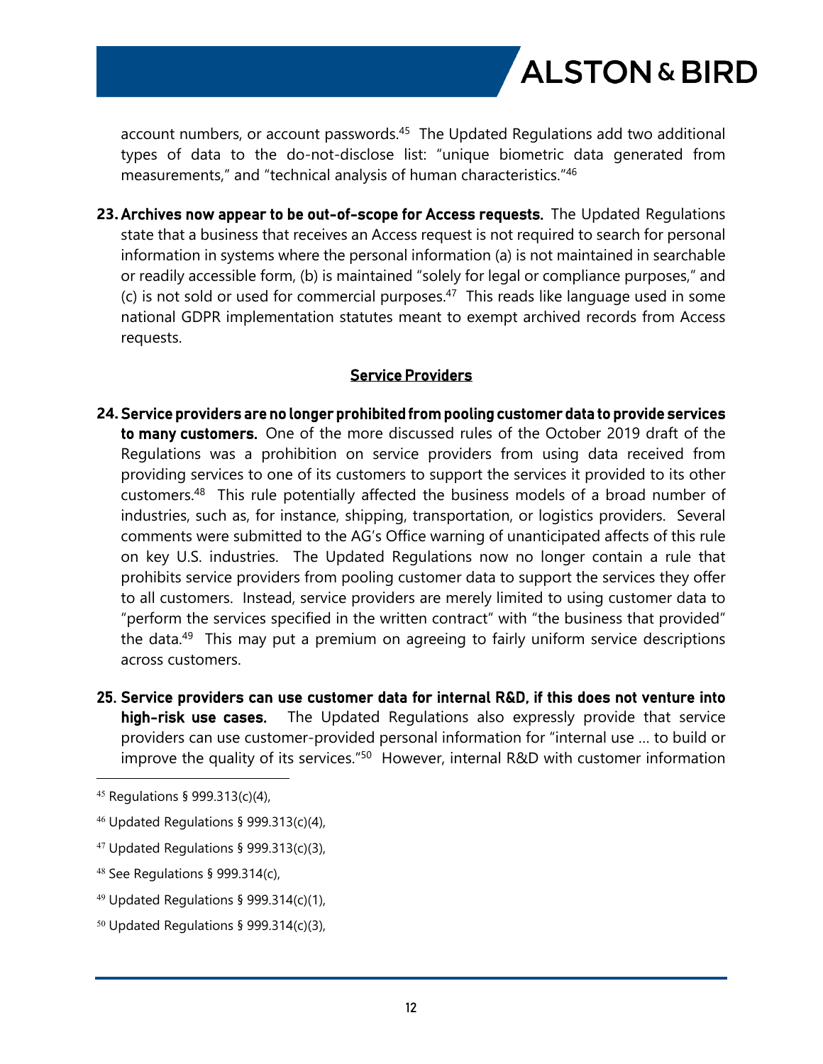account numbers, or account passwords.[45] The Updated Regulations add two additional types of data to the do-not-disclose list: "unique biometric data generated from measurements," and "technical analysis of human characteristics."[46]

23. **Archives now appear to be out-of-scope for Access requests.** The Updated Regulations state that a business that receives an Access request is not required to search for personal information in systems where the personal information (a) is not maintained in searchable or readily accessible form, (b) is maintained "solely for legal or compliance purposes," and (c) is not sold or used for commercial purposes.[47] This reads like language used in some national GDPR implementation statutes meant to exempt archived records from Access requests.

## Service Providers

24. **Service providers are no longer prohibited from pooling customer data to provide services to many customers.** One of the more discussed rules of the October 2019 draft of the Regulations was a prohibition on service providers from using data received from providing services to one of its customers to support the services it provided to its other customers.[48] This rule potentially affected the business models of a broad number of industries, such as, for instance, shipping, transportation, or logistics providers. Several comments were submitted to the AG's Office warning of unanticipated affects of this rule on key U.S. industries. The Updated Regulations now no longer contain a rule that prohibits service providers from pooling customer data to support the services they offer to all customers. Instead, service providers are merely limited to using customer data to "perform the services specified in the written contract" with "the business that provided" the data.[49] This may put a premium on agreeing to fairly uniform service descriptions across customers.

25. **Service providers can use customer data for internal R&D, if this does not venture into high-risk use cases.** The Updated Regulations also expressly provide that service providers can use customer-provided personal information for "internal use … to build or improve the quality of its services."[50] However, internal R&D with customer information

---

[45] Regulations § 999.313(c)(4),

[46] Updated Regulations § 999.313(c)(4),

[47] Updated Regulations § 999.313(c)(3),

[48] See Regulations § 999.314(c),

[49] Updated Regulations § 999.314(c)(1),

[50] Updated Regulations § 999.314(c)(3),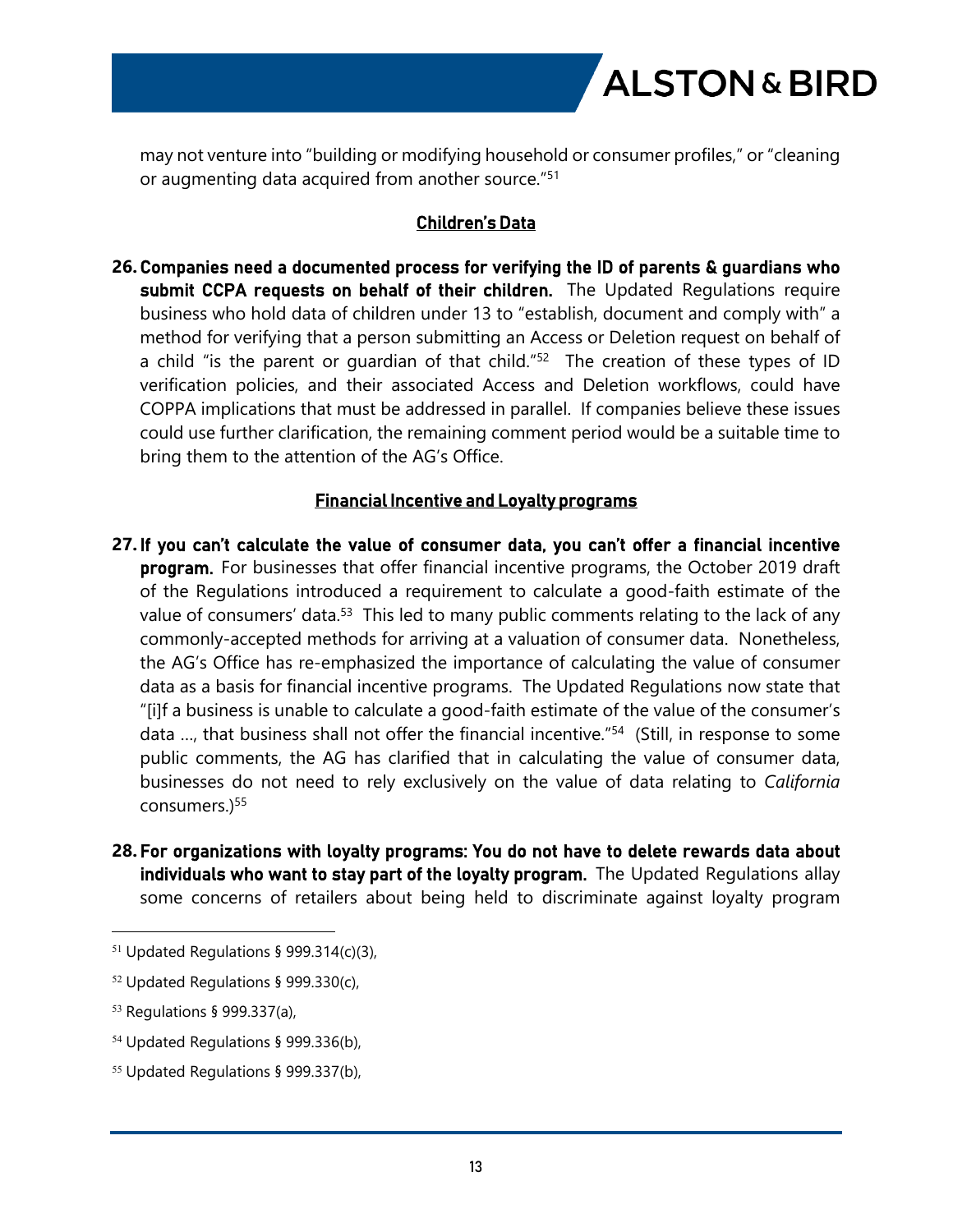may not venture into "building or modifying household or consumer profiles," or "cleaning or augmenting data acquired from another source."[51]

## Children's Data

**26. Companies need a documented process for verifying the ID of parents & guardians who submit CCPA requests on behalf of their children.** The Updated Regulations require business who hold data of children under 13 to "establish, document and comply with" a method for verifying that a person submitting an Access or Deletion request on behalf of a child "is the parent or guardian of that child."[52] The creation of these types of ID verification policies, and their associated Access and Deletion workflows, could have COPPA implications that must be addressed in parallel. If companies believe these issues could use further clarification, the remaining comment period would be a suitable time to bring them to the attention of the AG's Office.

## Financial Incentive and Loyalty programs

**27. If you can't calculate the value of consumer data, you can't offer a financial incentive program.** For businesses that offer financial incentive programs, the October 2019 draft of the Regulations introduced a requirement to calculate a good-faith estimate of the value of consumers' data.[53] This led to many public comments relating to the lack of any commonly-accepted methods for arriving at a valuation of consumer data. Nonetheless, the AG's Office has re-emphasized the importance of calculating the value of consumer data as a basis for financial incentive programs. The Updated Regulations now state that "[i]f a business is unable to calculate a good-faith estimate of the value of the consumer's data …, that business shall not offer the financial incentive."[54] (Still, in response to some public comments, the AG has clarified that in calculating the value of consumer data, businesses do not need to rely exclusively on the value of data relating to *California* consumers.)[55]

**28. For organizations with loyalty programs: You do not have to delete rewards data about individuals who want to stay part of the loyalty program.** The Updated Regulations allay some concerns of retailers about being held to discriminate against loyalty program

---

[51] Updated Regulations § 999.314(c)(3),

[52] Updated Regulations § 999.330(c),

[53] Regulations § 999.337(a),

[54] Updated Regulations § 999.336(b),

[55] Updated Regulations § 999.337(b),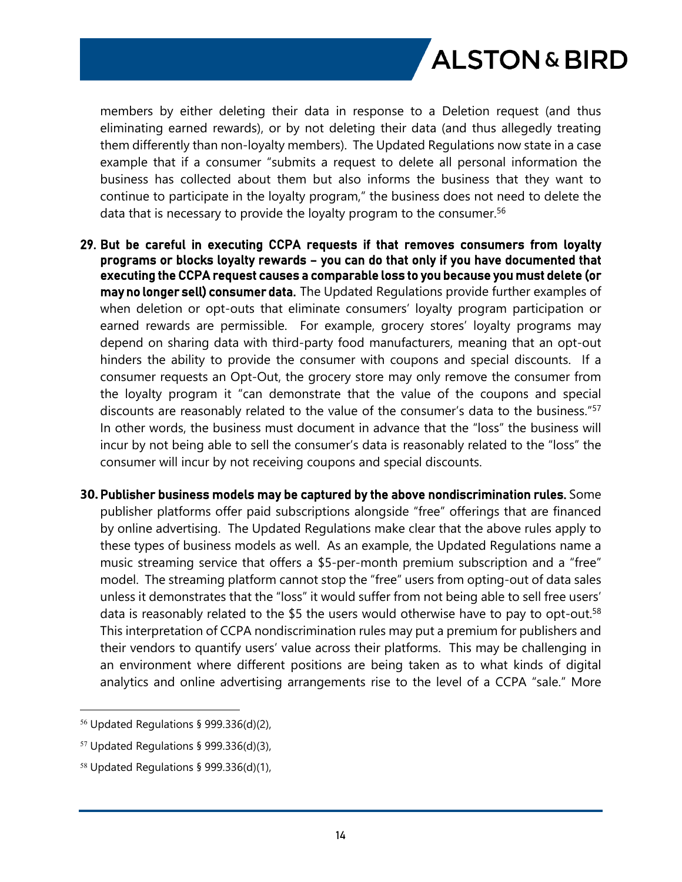members by either deleting their data in response to a Deletion request (and thus eliminating earned rewards), or by not deleting their data (and thus allegedly treating them differently than non-loyalty members). The Updated Regulations now state in a case example that if a consumer "submits a request to delete all personal information the business has collected about them but also informs the business that they want to continue to participate in the loyalty program," the business does not need to delete the data that is necessary to provide the loyalty program to the consumer.[56]

29. **But be careful in executing CCPA requests if that removes consumers from loyalty programs or blocks loyalty rewards – you can do that only if you have documented that executing the CCPA request causes a comparable loss to you because you must delete (or may no longer sell) consumer data.** The Updated Regulations provide further examples of when deletion or opt-outs that eliminate consumers' loyalty program participation or earned rewards are permissible. For example, grocery stores' loyalty programs may depend on sharing data with third-party food manufacturers, meaning that an opt-out hinders the ability to provide the consumer with coupons and special discounts. If a consumer requests an Opt-Out, the grocery store may only remove the consumer from the loyalty program it "can demonstrate that the value of the coupons and special discounts are reasonably related to the value of the consumer's data to the business."[57] In other words, the business must document in advance that the "loss" the business will incur by not being able to sell the consumer's data is reasonably related to the "loss" the consumer will incur by not receiving coupons and special discounts.

30. **Publisher business models may be captured by the above nondiscrimination rules.** Some publisher platforms offer paid subscriptions alongside "free" offerings that are financed by online advertising. The Updated Regulations make clear that the above rules apply to these types of business models as well. As an example, the Updated Regulations name a music streaming service that offers a $5-per-month premium subscription and a "free" model. The streaming platform cannot stop the "free" users from opting-out of data sales unless it demonstrates that the "loss" it would suffer from not being able to sell free users' data is reasonably related to the $5 the users would otherwise have to pay to opt-out.[58] This interpretation of CCPA nondiscrimination rules may put a premium for publishers and their vendors to quantify users' value across their platforms. This may be challenging in an environment where different positions are being taken as to what kinds of digital analytics and online advertising arrangements rise to the level of a CCPA "sale." More

---

[56] Updated Regulations § 999.336(d)(2),

[57] Updated Regulations § 999.336(d)(3),

[58] Updated Regulations § 999.336(d)(1),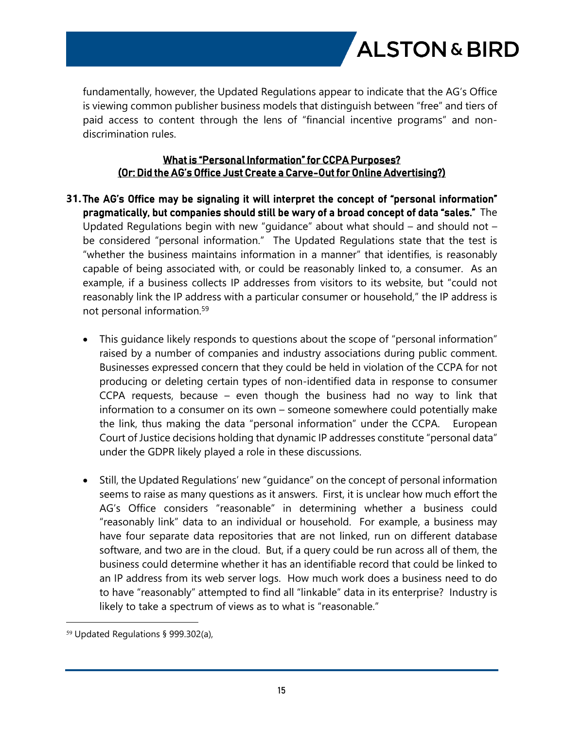fundamentally, however, the Updated Regulations appear to indicate that the AG's Office is viewing common publisher business models that distinguish between "free" and tiers of paid access to content through the lens of "financial incentive programs" and non-discrimination rules.

## What is "Personal Information" for CCPA Purposes? (Or: Did the AG's Office Just Create a Carve-Out for Online Advertising?)

31. **The AG's Office may be signaling it will interpret the concept of "personal information" pragmatically, but companies should still be wary of a broad concept of data "sales."** The Updated Regulations begin with new "guidance" about what should – and should not – be considered "personal information." The Updated Regulations state that the test is "whether the business maintains information in a manner" that identifies, is reasonably capable of being associated with, or could be reasonably linked to, a consumer. As an example, if a business collects IP addresses from visitors to its website, but "could not reasonably link the IP address with a particular consumer or household," the IP address is not personal information.[59]

    - This guidance likely responds to questions about the scope of "personal information" raised by a number of companies and industry associations during public comment. Businesses expressed concern that they could be held in violation of the CCPA for not producing or deleting certain types of non-identified data in response to consumer CCPA requests, because – even though the business had no way to link that information to a consumer on its own – someone somewhere could potentially make the link, thus making the data "personal information" under the CCPA. European Court of Justice decisions holding that dynamic IP addresses constitute "personal data" under the GDPR likely played a role in these discussions.

    - Still, the Updated Regulations' new "guidance" on the concept of personal information seems to raise as many questions as it answers. First, it is unclear how much effort the AG's Office considers "reasonable" in determining whether a business could "reasonably link" data to an individual or household. For example, a business may have four separate data repositories that are not linked, run on different database software, and two are in the cloud. But, if a query could be run across all of them, the business could determine whether it has an identifiable record that could be linked to an IP address from its web server logs. How much work does a business need to do to have "reasonably" attempted to find all "linkable" data in its enterprise? Industry is likely to take a spectrum of views as to what is "reasonable."

---

[59] Updated Regulations § 999.302(a),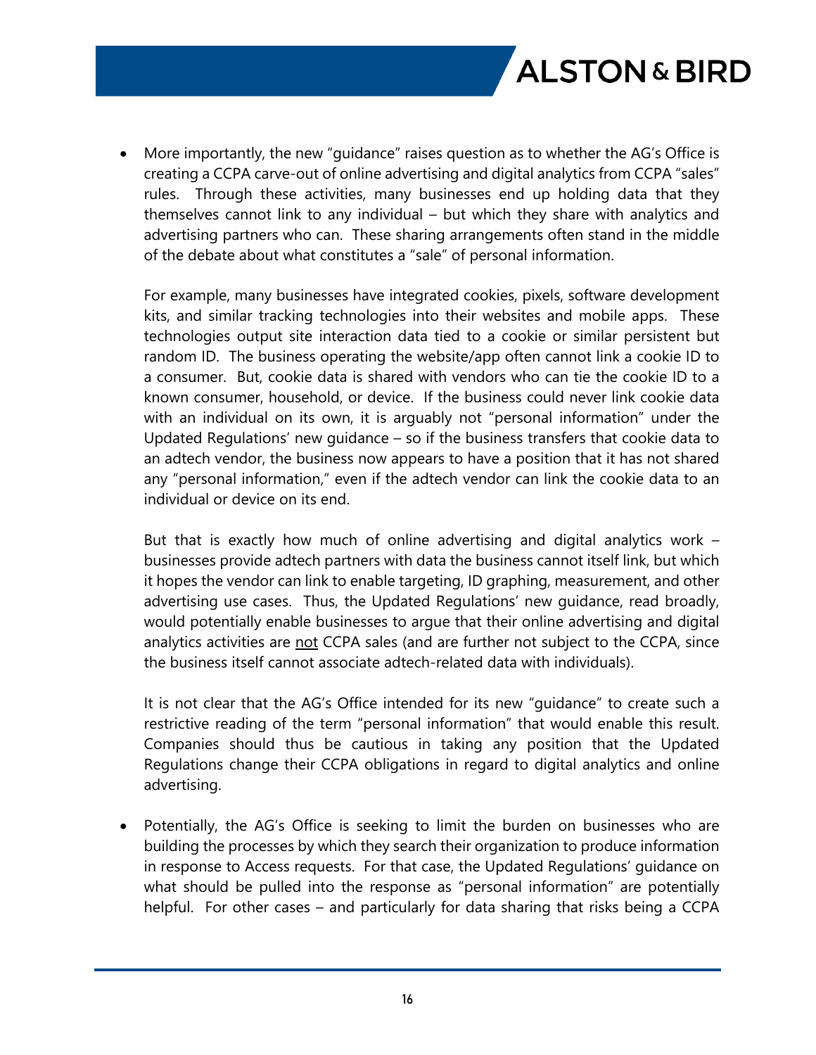- More importantly, the new "guidance" raises question as to whether the AG's Office is creating a CCPA carve-out of online advertising and digital analytics from CCPA "sales" rules. Through these activities, many businesses end up holding data that they themselves cannot link to any individual – but which they share with analytics and advertising partners who can. These sharing arrangements often stand in the middle of the debate about what constitutes a "sale" of personal information.

  For example, many businesses have integrated cookies, pixels, software development kits, and similar tracking technologies into their websites and mobile apps. These technologies output site interaction data tied to a cookie or similar persistent but random ID. The business operating the website/app often cannot link a cookie ID to a consumer. But, cookie data is shared with vendors who can tie the cookie ID to a known consumer, household, or device. If the business could never link cookie data with an individual on its own, it is arguably not "personal information" under the Updated Regulations' new guidance – so if the business transfers that cookie data to an adtech vendor, the business now appears to have a position that it has not shared any "personal information," even if the adtech vendor can link the cookie data to an individual or device on its end.

  But that is exactly how much of online advertising and digital analytics work – businesses provide adtech partners with data the business cannot itself link, but which it hopes the vendor can link to enable targeting, ID graphing, measurement, and other advertising use cases. Thus, the Updated Regulations' new guidance, read broadly, would potentially enable businesses to argue that their online advertising and digital analytics activities are <u>not</u> CCPA sales (and are further not subject to the CCPA, since the business itself cannot associate adtech-related data with individuals).

  It is not clear that the AG's Office intended for its new "guidance" to create such a restrictive reading of the term "personal information" that would enable this result. Companies should thus be cautious in taking any position that the Updated Regulations change their CCPA obligations in regard to digital analytics and online advertising.

- Potentially, the AG's Office is seeking to limit the burden on businesses who are building the processes by which they search their organization to produce information in response to Access requests. For that case, the Updated Regulations' guidance on what should be pulled into the response as "personal information" are potentially helpful. For other cases – and particularly for data sharing that risks being a CCPA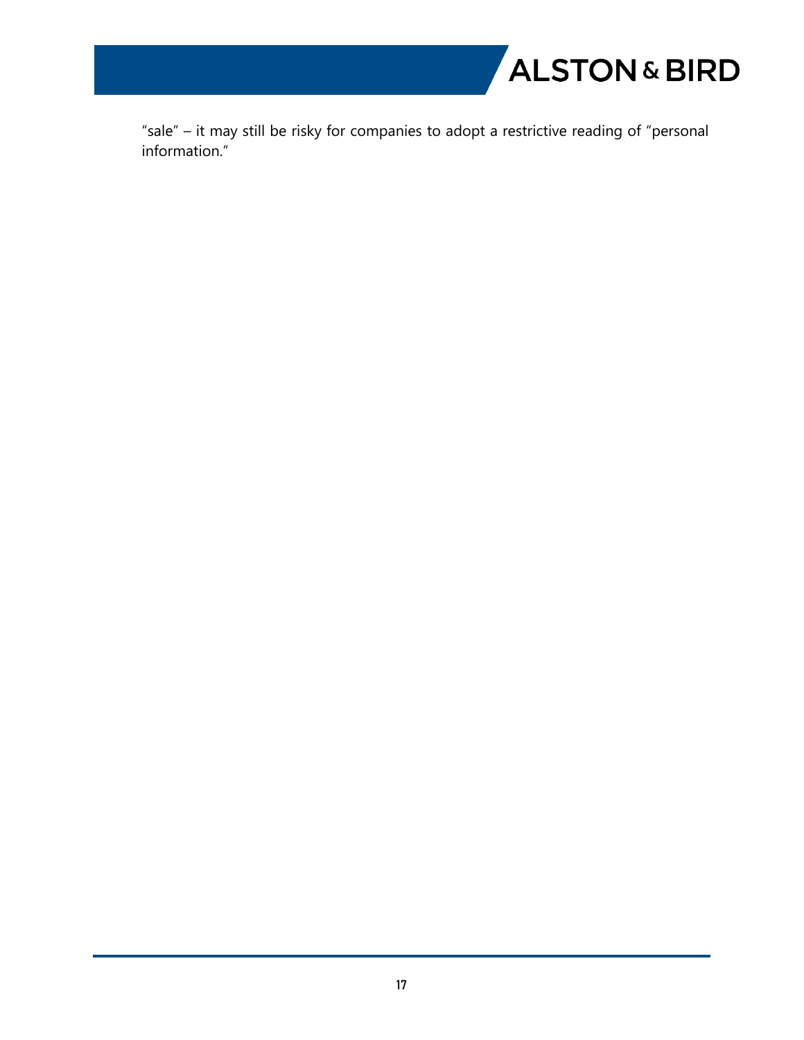"sale" – it may still be risky for companies to adopt a restrictive reading of "personal information."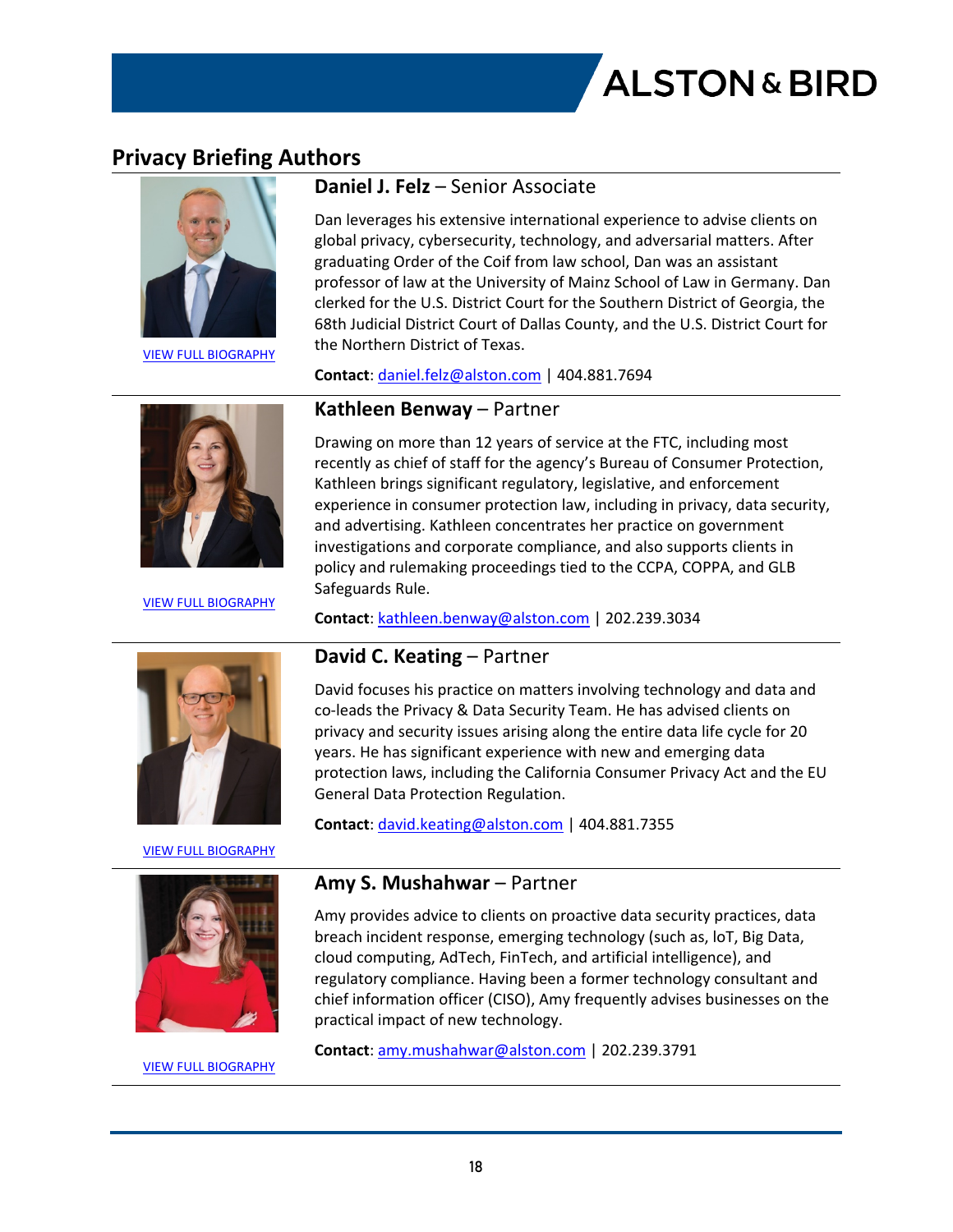## Privacy Briefing Authors

### **Daniel J. Felz** – Senior Associate

Dan leverages his extensive international experience to advise clients on global privacy, cybersecurity, technology, and adversarial matters. After graduating Order of the Coif from law school, Dan was an assistant professor of law at the University of Mainz School of Law in Germany. Dan clerked for the U.S. District Court for the Southern District of Georgia, the 68th Judicial District Court of Dallas County, and the U.S. District Court for the Northern District of Texas.

**Contact**: daniel.felz@alston.com | 404.881.7694

VIEW FULL BIOGRAPHY

### **Kathleen Benway** – Partner

Drawing on more than 12 years of service at the FTC, including most recently as chief of staff for the agency's Bureau of Consumer Protection, Kathleen brings significant regulatory, legislative, and enforcement experience in consumer protection law, including in privacy, data security, and advertising. Kathleen concentrates her practice on government investigations and corporate compliance, and also supports clients in policy and rulemaking proceedings tied to the CCPA, COPPA, and GLB Safeguards Rule.

**Contact**: kathleen.benway@alston.com | 202.239.3034

VIEW FULL BIOGRAPHY

### **David C. Keating** – Partner

David focuses his practice on matters involving technology and data and co-leads the Privacy & Data Security Team. He has advised clients on privacy and security issues arising along the entire data life cycle for 20 years. He has significant experience with new and emerging data protection laws, including the California Consumer Privacy Act and the EU General Data Protection Regulation.

**Contact**: david.keating@alston.com | 404.881.7355

VIEW FULL BIOGRAPHY

### **Amy S. Mushahwar** – Partner

Amy provides advice to clients on proactive data security practices, data breach incident response, emerging technology (such as, IoT, Big Data, cloud computing, AdTech, FinTech, and artificial intelligence), and regulatory compliance. Having been a former technology consultant and chief information officer (CISO), Amy frequently advises businesses on the practical impact of new technology.

**Contact**: amy.mushahwar@alston.com | 202.239.3791

VIEW FULL BIOGRAPHY